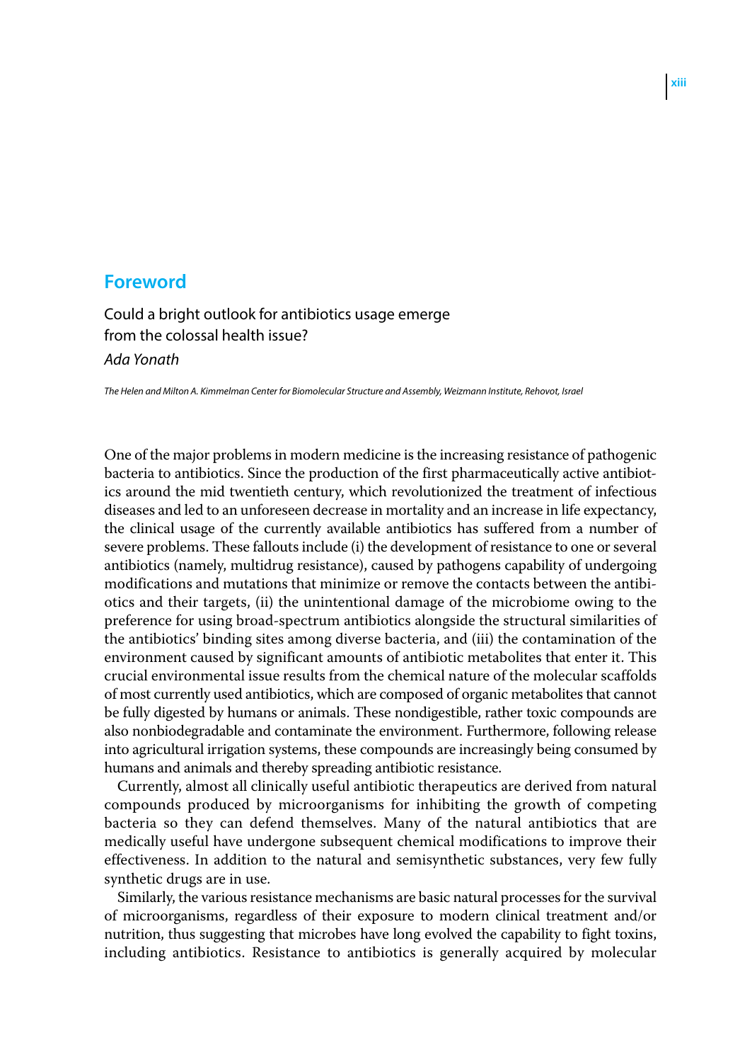# Foreword

Could a bright outlook for antibiotics usage emerge from the colossal health issue?

*Ada Yonath*

*The Helen and Milton A. Kimmelman Center for Biomolecular Structure and Assembly, Weizmann Institute, Rehovot, Israel*

One of the major problems in modern medicine is the increasing resistance of pathogenic bacteria to antibiotics. Since the production of the first pharmaceutically active antibiotics around the mid twentieth century, which revolutionized the treatment of infectious diseases and led to an unforeseen decrease in mortality and an increase in life expectancy, the clinical usage of the currently available antibiotics has suffered from a number of severe problems. These fallouts include (i) the development of resistance to one or several antibiotics (namely, multidrug resistance), caused by pathogens capability of undergoing modifications and mutations that minimize or remove the contacts between the antibiotics and their targets, (ii) the unintentional damage of the microbiome owing to the preference for using broad-spectrum antibiotics alongside the structural similarities of the antibiotics' binding sites among diverse bacteria, and (iii) the contamination of the environment caused by significant amounts of antibiotic metabolites that enter it. This crucial environmental issue results from the chemical nature of the molecular scaffolds of most currently used antibiotics, which are composed of organic metabolites that cannot be fully digested by humans or animals. These nondigestible, rather toxic compounds are also nonbiodegradable and contaminate the environment. Furthermore, following release into agricultural irrigation systems, these compounds are increasingly being consumed by humans and animals and thereby spreading antibiotic resistance.

Currently, almost all clinically useful antibiotic therapeutics are derived from natural compounds produced by microorganisms for inhibiting the growth of competing bacteria so they can defend themselves. Many of the natural antibiotics that are medically useful have undergone subsequent chemical modifications to improve their effectiveness. In addition to the natural and semisynthetic substances, very few fully synthetic drugs are in use.

Similarly, the various resistance mechanisms are basic natural processes for the survival of microorganisms, regardless of their exposure to modern clinical treatment and/or nutrition, thus suggesting that microbes have long evolved the capability to fight toxins, including antibiotics. Resistance to antibiotics is generally acquired by molecular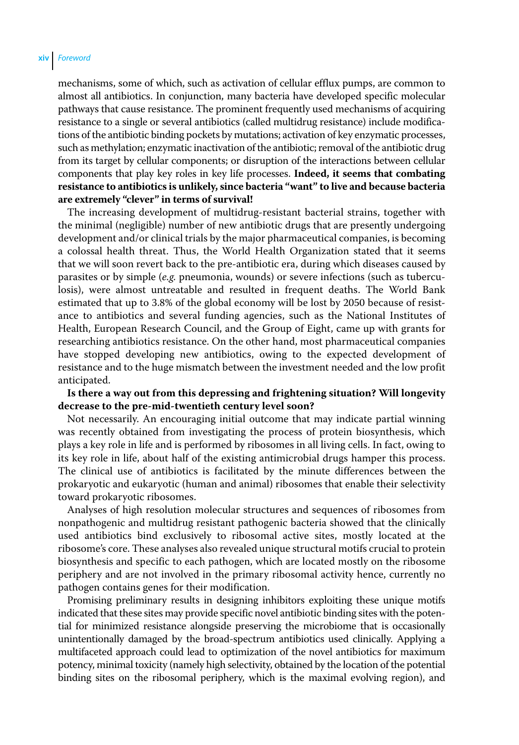mechanisms, some of which, such as activation of cellular efflux pumps, are common to almost all antibiotics. In conjunction, many bacteria have developed specific molecular pathways that cause resistance. The prominent frequently used mechanisms of acquiring resistance to a single or several antibiotics (called multidrug resistance) include modifications of the antibiotic binding pockets by mutations; activation of key enzymatic processes, such as methylation; enzymatic inactivation of the antibiotic; removal of the antibiotic drug from its target by cellular components; or disruption of the interactions between cellular components that play key roles in key life processes. **Indeed, it seems that combating resistance to antibiotics is unlikely, since bacteria "want" to live and because bacteria are extremely "clever" in terms of survival!**

The increasing development of multidrug-resistant bacterial strains, together with the minimal (negligible) number of new antibiotic drugs that are presently undergoing development and/or clinical trials by the major pharmaceutical companies, is becoming a colossal health threat. Thus, the World Health Organization stated that it seems that we will soon revert back to the pre-antibiotic era, during which diseases caused by parasites or by simple (*e.g.* pneumonia, wounds) or severe infections (such as tuberculosis), were almost untreatable and resulted in frequent deaths. The World Bank estimated that up to 3.8% of the global economy will be lost by 2050 because of resistance to antibiotics and several funding agencies, such as the National Institutes of Health, European Research Council, and the Group of Eight, came up with grants for researching antibiotics resistance. On the other hand, most pharmaceutical companies have stopped developing new antibiotics, owing to the expected development of resistance and to the huge mismatch between the investment needed and the low profit anticipated.

**Is there a way out from this depressing and frightening situation? Will longevity decrease to the pre-mid-twentieth century level soon?**

Not necessarily. An encouraging initial outcome that may indicate partial winning was recently obtained from investigating the process of protein biosynthesis, which plays a key role in life and is performed by ribosomes in all living cells. In fact, owing to its key role in life, about half of the existing antimicrobial drugs hamper this process. The clinical use of antibiotics is facilitated by the minute differences between the prokaryotic and eukaryotic (human and animal) ribosomes that enable their selectivity toward prokaryotic ribosomes.

Analyses of high resolution molecular structures and sequences of ribosomes from nonpathogenic and multidrug resistant pathogenic bacteria showed that the clinically used antibiotics bind exclusively to ribosomal active sites, mostly located at the ribosome's core. These analyses also revealed unique structural motifs crucial to protein biosynthesis and specific to each pathogen, which are located mostly on the ribosome periphery and are not involved in the primary ribosomal activity hence, currently no pathogen contains genes for their modification.

Promising preliminary results in designing inhibitors exploiting these unique motifs indicated that these sites may provide specific novel antibiotic binding sites with the potential for minimized resistance alongside preserving the microbiome that is occasionally unintentionally damaged by the broad-spectrum antibiotics used clinically. Applying a multifaceted approach could lead to optimization of the novel antibiotics for maximum potency, minimal toxicity (namely high selectivity, obtained by the location of the potential binding sites on the ribosomal periphery, which is the maximal evolving region), and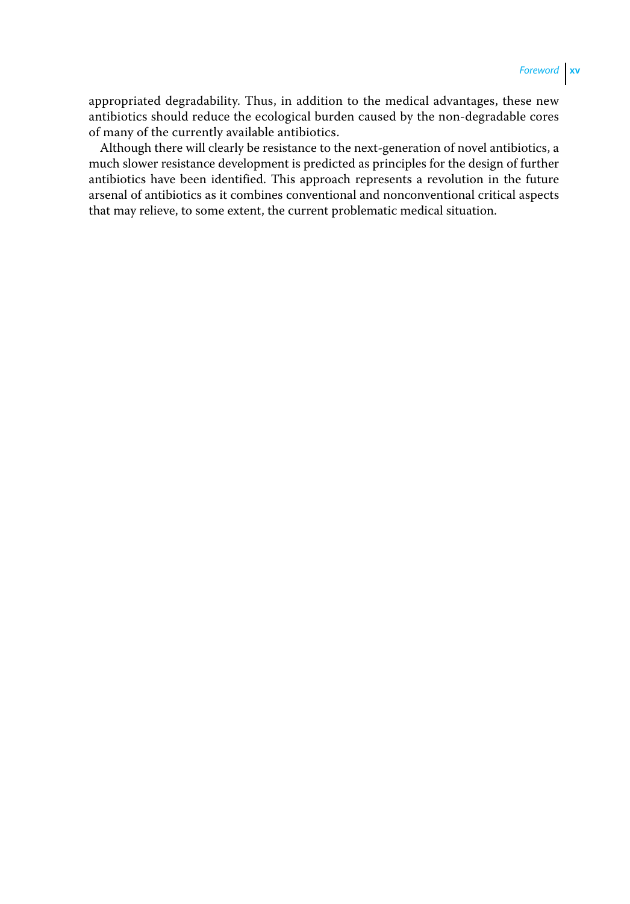appropriated degradability. Thus, in addition to the medical advantages, these new antibiotics should reduce the ecological burden caused by the non-degradable cores of many of the currently available antibiotics.

Although there will clearly be resistance to the next-generation of novel antibiotics, a much slower resistance development is predicted as principles for the design of further antibiotics have been identified. This approach represents a revolution in the future arsenal of antibiotics as it combines conventional and nonconventional critical aspects that may relieve, to some extent, the current problematic medical situation.